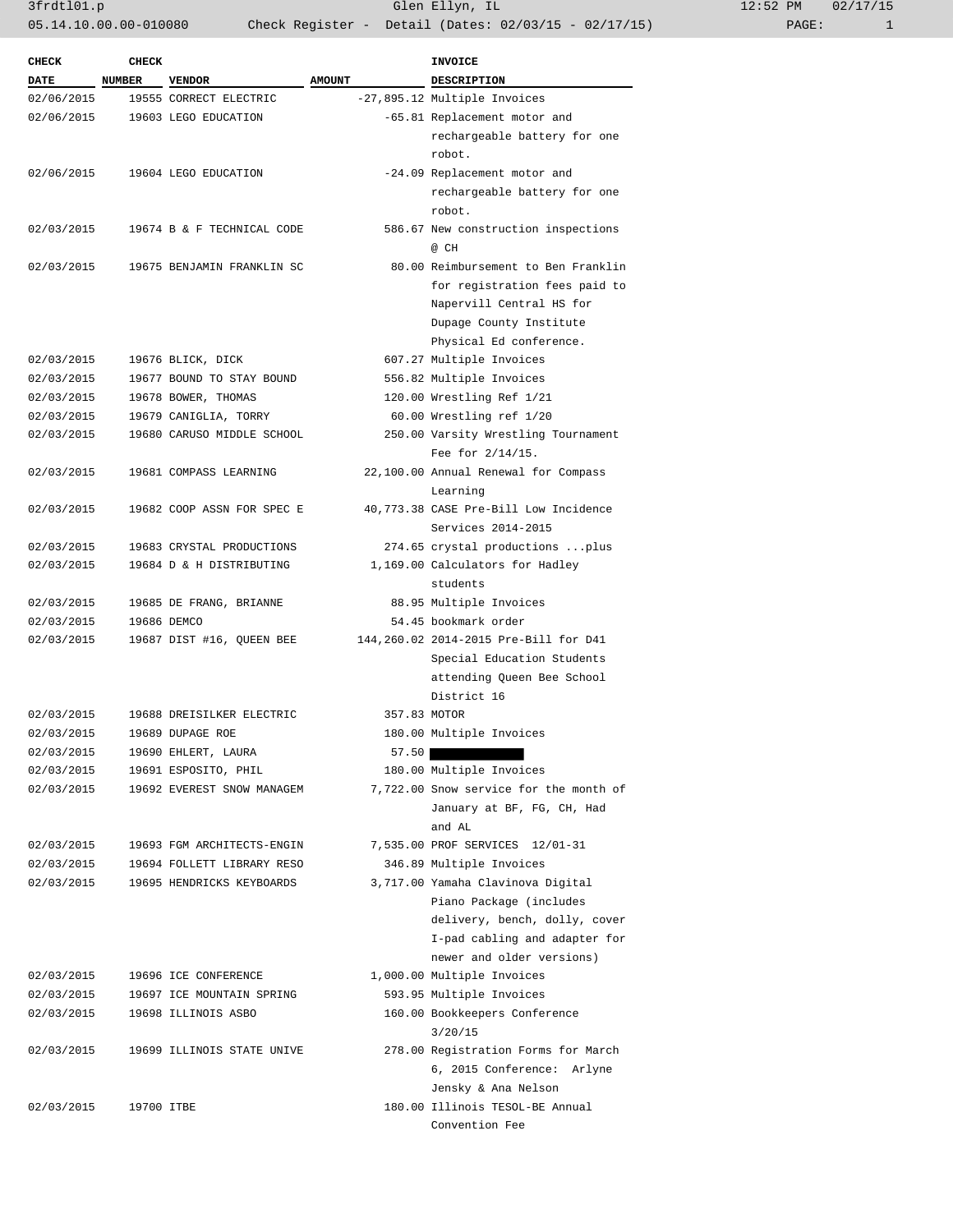3frdtl01.p Glen Ellyn, IL 12:52 PM 02/17/15
05.14.10.00.00-010080 Check Register - Detail (Dates: 02/03/15 - 02/17/15)

| CHECK DATE | CHECK NUMBER | VENDOR | AMOUNT | INVOICE DESCRIPTION |
|---|---|---|---|---|
| 02/06/2015 | 19555 | CORRECT ELECTRIC | -27,895.12 | Multiple Invoices |
| 02/06/2015 | 19603 | LEGO EDUCATION | -65.81 | Replacement motor and rechargeable battery for one robot. |
| 02/06/2015 | 19604 | LEGO EDUCATION | -24.09 | Replacement motor and rechargeable battery for one robot. |
| 02/03/2015 | 19674 | B & F TECHNICAL CODE | 586.67 | New construction inspections @ CH |
| 02/03/2015 | 19675 | BENJAMIN FRANKLIN SC | 80.00 | Reimbursement to Ben Franklin for registration fees paid to Napervill Central HS for Dupage County Institute Physical Ed conference. |
| 02/03/2015 | 19676 | BLICK, DICK | 607.27 | Multiple Invoices |
| 02/03/2015 | 19677 | BOUND TO STAY BOUND | 556.82 | Multiple Invoices |
| 02/03/2015 | 19678 | BOWER, THOMAS | 120.00 | Wrestling Ref 1/21 |
| 02/03/2015 | 19679 | CANIGLIA, TORRY | 60.00 | Wrestling ref 1/20 |
| 02/03/2015 | 19680 | CARUSO MIDDLE SCHOOL | 250.00 | Varsity Wrestling Tournament Fee for 2/14/15. |
| 02/03/2015 | 19681 | COMPASS LEARNING | 22,100.00 | Annual Renewal for Compass Learning |
| 02/03/2015 | 19682 | COOP ASSN FOR SPEC E | 40,773.38 | CASE Pre-Bill Low Incidence Services 2014-2015 |
| 02/03/2015 | 19683 | CRYSTAL PRODUCTIONS | 274.65 | crystal productions ...plus |
| 02/03/2015 | 19684 | D & H DISTRIBUTING | 1,169.00 | Calculators for Hadley students |
| 02/03/2015 | 19685 | DE FRANG, BRIANNE | 88.95 | Multiple Invoices |
| 02/03/2015 | 19686 | DEMCO | 54.45 | bookmark order |
| 02/03/2015 | 19687 | DIST #16, QUEEN BEE | 144,260.02 | 2014-2015 Pre-Bill for D41 Special Education Students attending Queen Bee School District 16 |
| 02/03/2015 | 19688 | DREISILKER ELECTRIC | 357.83 | MOTOR |
| 02/03/2015 | 19689 | DUPAGE ROE | 180.00 | Multiple Invoices |
| 02/03/2015 | 19690 | EHLERT, LAURA | 57.50 | [REDACTED] |
| 02/03/2015 | 19691 | ESPOSITO, PHIL | 180.00 | Multiple Invoices |
| 02/03/2015 | 19692 | EVEREST SNOW MANAGEM | 7,722.00 | Snow service for the month of January at BF, FG, CH, Had and AL |
| 02/03/2015 | 19693 | FGM ARCHITECTS-ENGIN | 7,535.00 | PROF SERVICES 12/01-31 |
| 02/03/2015 | 19694 | FOLLETT LIBRARY RESO | 346.89 | Multiple Invoices |
| 02/03/2015 | 19695 | HENDRICKS KEYBOARDS | 3,717.00 | Yamaha Clavinova Digital Piano Package (includes delivery, bench, dolly, cover I-pad cabling and adapter for newer and older versions) |
| 02/03/2015 | 19696 | ICE CONFERENCE | 1,000.00 | Multiple Invoices |
| 02/03/2015 | 19697 | ICE MOUNTAIN SPRING | 593.95 | Multiple Invoices |
| 02/03/2015 | 19698 | ILLINOIS ASBO | 160.00 | Bookkeepers Conference 3/20/15 |
| 02/03/2015 | 19699 | ILLINOIS STATE UNIVE | 278.00 | Registration Forms for March 6, 2015 Conference: Arlyne Jensky & Ana Nelson |
| 02/03/2015 | 19700 | ITBE | 180.00 | Illinois TESOL-BE Annual Convention Fee |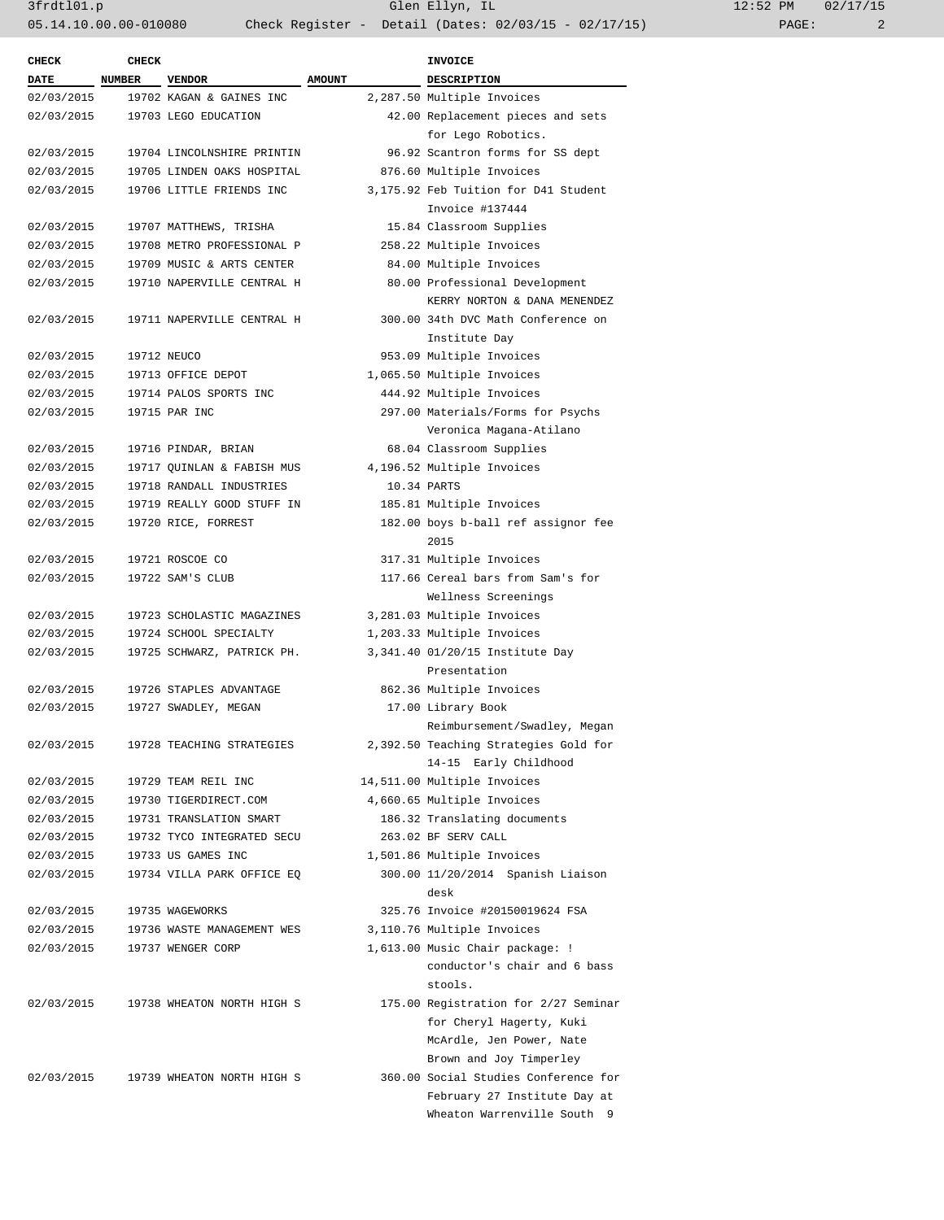| CHECK DATE | CHECK NUMBER | VENDOR | AMOUNT | INVOICE DESCRIPTION |
|---|---|---|---|---|
| 02/03/2015 | 19702 | KAGAN & GAINES INC | 2,287.50 | Multiple Invoices |
| 02/03/2015 | 19703 | LEGO EDUCATION | 42.00 | Replacement pieces and sets for Lego Robotics. |
| 02/03/2015 | 19704 | LINCOLNSHIRE PRINTIN | 96.92 | Scantron forms for SS dept |
| 02/03/2015 | 19705 | LINDEN OAKS HOSPITAL | 876.60 | Multiple Invoices |
| 02/03/2015 | 19706 | LITTLE FRIENDS INC | 3,175.92 | Feb Tuition for D41 Student Invoice #137444 |
| 02/03/2015 | 19707 | MATTHEWS, TRISHA | 15.84 | Classroom Supplies |
| 02/03/2015 | 19708 | METRO PROFESSIONAL P | 258.22 | Multiple Invoices |
| 02/03/2015 | 19709 | MUSIC & ARTS CENTER | 84.00 | Multiple Invoices |
| 02/03/2015 | 19710 | NAPERVILLE CENTRAL H | 80.00 | Professional Development KERRY NORTON & DANA MENENDEZ |
| 02/03/2015 | 19711 | NAPERVILLE CENTRAL H | 300.00 | 34th DVC Math Conference on Institute Day |
| 02/03/2015 | 19712 | NEUCO | 953.09 | Multiple Invoices |
| 02/03/2015 | 19713 | OFFICE DEPOT | 1,065.50 | Multiple Invoices |
| 02/03/2015 | 19714 | PALOS SPORTS INC | 444.92 | Multiple Invoices |
| 02/03/2015 | 19715 | PAR INC | 297.00 | Materials/Forms for Psychs Veronica Magana-Atilano |
| 02/03/2015 | 19716 | PINDAR, BRIAN | 68.04 | Classroom Supplies |
| 02/03/2015 | 19717 | QUINLAN & FABISH MUS | 4,196.52 | Multiple Invoices |
| 02/03/2015 | 19718 | RANDALL INDUSTRIES | 10.34 | PARTS |
| 02/03/2015 | 19719 | REALLY GOOD STUFF IN | 185.81 | Multiple Invoices |
| 02/03/2015 | 19720 | RICE, FORREST | 182.00 | boys b-ball ref assignor fee 2015 |
| 02/03/2015 | 19721 | ROSCOE CO | 317.31 | Multiple Invoices |
| 02/03/2015 | 19722 | SAM'S CLUB | 117.66 | Cereal bars from Sam's for Wellness Screenings |
| 02/03/2015 | 19723 | SCHOLASTIC MAGAZINES | 3,281.03 | Multiple Invoices |
| 02/03/2015 | 19724 | SCHOOL SPECIALTY | 1,203.33 | Multiple Invoices |
| 02/03/2015 | 19725 | SCHWARZ, PATRICK PH. | 3,341.40 | 01/20/15 Institute Day Presentation |
| 02/03/2015 | 19726 | STAPLES ADVANTAGE | 862.36 | Multiple Invoices |
| 02/03/2015 | 19727 | SWADLEY, MEGAN | 17.00 | Library Book Reimbursement/Swadley, Megan |
| 02/03/2015 | 19728 | TEACHING STRATEGIES | 2,392.50 | Teaching Strategies Gold for 14-15 Early Childhood |
| 02/03/2015 | 19729 | TEAM REIL INC | 14,511.00 | Multiple Invoices |
| 02/03/2015 | 19730 | TIGERDIRECT.COM | 4,660.65 | Multiple Invoices |
| 02/03/2015 | 19731 | TRANSLATION SMART | 186.32 | Translating documents |
| 02/03/2015 | 19732 | TYCO INTEGRATED SECU | 263.02 | BF SERV CALL |
| 02/03/2015 | 19733 | US GAMES INC | 1,501.86 | Multiple Invoices |
| 02/03/2015 | 19734 | VILLA PARK OFFICE EQ | 300.00 | 11/20/2014 Spanish Liaison desk |
| 02/03/2015 | 19735 | WAGEWORKS | 325.76 | Invoice #20150019624 FSA |
| 02/03/2015 | 19736 | WASTE MANAGEMENT WES | 3,110.76 | Multiple Invoices |
| 02/03/2015 | 19737 | WENGER CORP | 1,613.00 | Music Chair package: ! conductor's chair and 6 bass stools. |
| 02/03/2015 | 19738 | WHEATON NORTH HIGH S | 175.00 | Registration for 2/27 Seminar for Cheryl Hagerty, Kuki McArdle, Jen Power, Nate Brown and Joy Timperley |
| 02/03/2015 | 19739 | WHEATON NORTH HIGH S | 360.00 | Social Studies Conference for February 27 Institute Day at Wheaton Warrenville South 9 |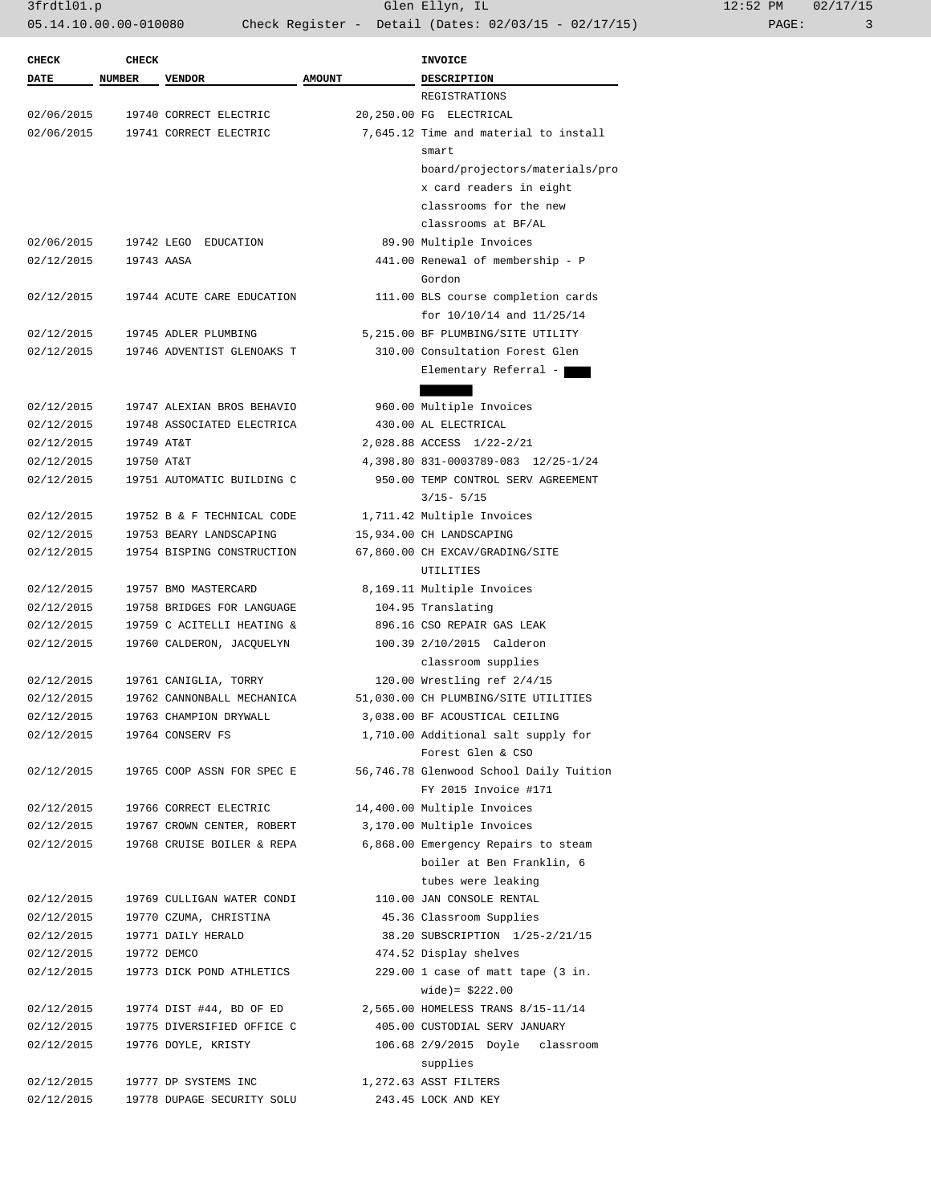| CHECK DATE | CHECK NUMBER | VENDOR | AMOUNT | INVOICE DESCRIPTION |
|---|---|---|---|---|
| | | | | REGISTRATIONS |
| 02/06/2015 | 19740 | CORRECT ELECTRIC | 20,250.00 | FG ELECTRICAL |
| 02/06/2015 | 19741 | CORRECT ELECTRIC | 7,645.12 | Time and material to install smart board/projectors/materials/prox card readers in eight classrooms for the new classrooms at BF/AL |
| 02/06/2015 | 19742 | LEGO EDUCATION | 89.90 | Multiple Invoices |
| 02/12/2015 | 19743 | AASA | 441.00 | Renewal of membership - P Gordon |
| 02/12/2015 | 19744 | ACUTE CARE EDUCATION | 111.00 | BLS course completion cards for 10/10/14 and 11/25/14 |
| 02/12/2015 | 19745 | ADLER PLUMBING | 5,215.00 | BF PLUMBING/SITE UTILITY |
| 02/12/2015 | 19746 | ADVENTIST GLENOAKS T | 310.00 | Consultation Forest Glen Elementary Referral - |
| 02/12/2015 | 19747 | ALEXIAN BROS BEHAVIO | 960.00 | Multiple Invoices |
| 02/12/2015 | 19748 | ASSOCIATED ELECTRICA | 430.00 | AL ELECTRICAL |
| 02/12/2015 | 19749 | AT&T | 2,028.88 | ACCESS 1/22-2/21 |
| 02/12/2015 | 19750 | AT&T | 4,398.80 | 831-0003789-083 12/25-1/24 |
| 02/12/2015 | 19751 | AUTOMATIC BUILDING C | 950.00 | TEMP CONTROL SERV AGREEMENT 3/15- 5/15 |
| 02/12/2015 | 19752 | B & F TECHNICAL CODE | 1,711.42 | Multiple Invoices |
| 02/12/2015 | 19753 | BEARY LANDSCAPING | 15,934.00 | CH LANDSCAPING |
| 02/12/2015 | 19754 | BISPING CONSTRUCTION | 67,860.00 | CH EXCAV/GRADING/SITE UTILITIES |
| 02/12/2015 | 19757 | BMO MASTERCARD | 8,169.11 | Multiple Invoices |
| 02/12/2015 | 19758 | BRIDGES FOR LANGUAGE | 104.95 | Translating |
| 02/12/2015 | 19759 | C ACITELLI HEATING & | 896.16 | CSO REPAIR GAS LEAK |
| 02/12/2015 | 19760 | CALDERON, JACQUELYN | 100.39 | 2/10/2015 Calderon classroom supplies |
| 02/12/2015 | 19761 | CANIGLIA, TORRY | 120.00 | Wrestling ref 2/4/15 |
| 02/12/2015 | 19762 | CANNONBALL MECHANICA | 51,030.00 | CH PLUMBING/SITE UTILITIES |
| 02/12/2015 | 19763 | CHAMPION DRYWALL | 3,038.00 | BF ACOUSTICAL CEILING |
| 02/12/2015 | 19764 | CONSERV FS | 1,710.00 | Additional salt supply for Forest Glen & CSO |
| 02/12/2015 | 19765 | COOP ASSN FOR SPEC E | 56,746.78 | Glenwood School Daily Tuition FY 2015 Invoice #171 |
| 02/12/2015 | 19766 | CORRECT ELECTRIC | 14,400.00 | Multiple Invoices |
| 02/12/2015 | 19767 | CROWN CENTER, ROBERT | 3,170.00 | Multiple Invoices |
| 02/12/2015 | 19768 | CRUISE BOILER & REPA | 6,868.00 | Emergency Repairs to steam boiler at Ben Franklin, 6 tubes were leaking |
| 02/12/2015 | 19769 | CULLIGAN WATER CONDI | 110.00 | JAN CONSOLE RENTAL |
| 02/12/2015 | 19770 | CZUMA, CHRISTINA | 45.36 | Classroom Supplies |
| 02/12/2015 | 19771 | DAILY HERALD | 38.20 | SUBSCRIPTION 1/25-2/21/15 |
| 02/12/2015 | 19772 | DEMCO | 474.52 | Display shelves |
| 02/12/2015 | 19773 | DICK POND ATHLETICS | 229.00 | 1 case of matt tape (3 in. wide)= $222.00 |
| 02/12/2015 | 19774 | DIST #44, BD OF ED | 2,565.00 | HOMELESS TRANS 8/15-11/14 |
| 02/12/2015 | 19775 | DIVERSIFIED OFFICE C | 405.00 | CUSTODIAL SERV JANUARY |
| 02/12/2015 | 19776 | DOYLE, KRISTY | 106.68 | 2/9/2015 Doyle classroom supplies |
| 02/12/2015 | 19777 | DP SYSTEMS INC | 1,272.63 | ASST FILTERS |
| 02/12/2015 | 19778 | DUPAGE SECURITY SOLU | 243.45 | LOCK AND KEY |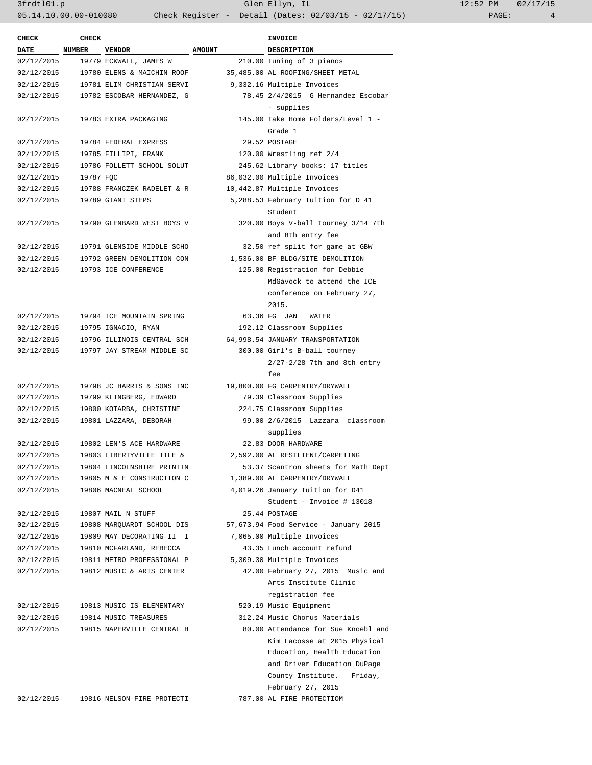| CHECK DATE | CHECK NUMBER | VENDOR | AMOUNT | INVOICE DESCRIPTION |
|---|---|---|---|---|
| 02/12/2015 | 19779 | ECKWALL, JAMES W | 210.00 | Tuning of 3 pianos |
| 02/12/2015 | 19780 | ELENS & MAICHIN ROOF | 35,485.00 | AL ROOFING/SHEET METAL |
| 02/12/2015 | 19781 | ELIM CHRISTIAN SERVI | 9,332.16 | Multiple Invoices |
| 02/12/2015 | 19782 | ESCOBAR HERNANDEZ, G | 78.45 | 2/4/2015 G Hernandez Escobar - supplies |
| 02/12/2015 | 19783 | EXTRA PACKAGING | 145.00 | Take Home Folders/Level 1 - Grade 1 |
| 02/12/2015 | 19784 | FEDERAL EXPRESS | 29.52 | POSTAGE |
| 02/12/2015 | 19785 | FILLIPI, FRANK | 120.00 | Wrestling ref 2/4 |
| 02/12/2015 | 19786 | FOLLETT SCHOOL SOLUT | 245.62 | Library books: 17 titles |
| 02/12/2015 | 19787 | FQC | 86,032.00 | Multiple Invoices |
| 02/12/2015 | 19788 | FRANCZEK RADELET & R | 10,442.87 | Multiple Invoices |
| 02/12/2015 | 19789 | GIANT STEPS | 5,288.53 | February Tuition for D 41 Student |
| 02/12/2015 | 19790 | GLENBARD WEST BOYS V | 320.00 | Boys V-ball tourney 3/14 7th and 8th entry fee |
| 02/12/2015 | 19791 | GLENSIDE MIDDLE SCHO | 32.50 | ref split for game at GBW |
| 02/12/2015 | 19792 | GREEN DEMOLITION CON | 1,536.00 | BF BLDG/SITE DEMOLITION |
| 02/12/2015 | 19793 | ICE CONFERENCE | 125.00 | Registration for Debbie MdGavock to attend the ICE conference on February 27, 2015. |
| 02/12/2015 | 19794 | ICE MOUNTAIN SPRING | 63.36 | FG JAN WATER |
| 02/12/2015 | 19795 | IGNACIO, RYAN | 192.12 | Classroom Supplies |
| 02/12/2015 | 19796 | ILLINOIS CENTRAL SCH | 64,998.54 | JANUARY TRANSPORTATION |
| 02/12/2015 | 19797 | JAY STREAM MIDDLE SC | 300.00 | Girl's B-ball tourney 2/27-2/28 7th and 8th entry fee |
| 02/12/2015 | 19798 | JC HARRIS & SONS INC | 19,800.00 | FG CARPENTRY/DRYWALL |
| 02/12/2015 | 19799 | KLINGBERG, EDWARD | 79.39 | Classroom Supplies |
| 02/12/2015 | 19800 | KOTARBA, CHRISTINE | 224.75 | Classroom Supplies |
| 02/12/2015 | 19801 | LAZZARA, DEBORAH | 99.00 | 2/6/2015 Lazzara classroom supplies |
| 02/12/2015 | 19802 | LEN'S ACE HARDWARE | 22.83 | DOOR HARDWARE |
| 02/12/2015 | 19803 | LIBERTYVILLE TILE & | 2,592.00 | AL RESILIENT/CARPETING |
| 02/12/2015 | 19804 | LINCOLNSHIRE PRINTIN | 53.37 | Scantron sheets for Math Dept |
| 02/12/2015 | 19805 | M & E CONSTRUCTION C | 1,389.00 | AL CARPENTRY/DRYWALL |
| 02/12/2015 | 19806 | MACNEAL SCHOOL | 4,019.26 | January Tuition for D41 Student - Invoice # 13018 |
| 02/12/2015 | 19807 | MAIL N STUFF | 25.44 | POSTAGE |
| 02/12/2015 | 19808 | MARQUARDT SCHOOL DIS | 57,673.94 | Food Service - January 2015 |
| 02/12/2015 | 19809 | MAY DECORATING II I | 7,065.00 | Multiple Invoices |
| 02/12/2015 | 19810 | MCFARLAND, REBECCA | 43.35 | Lunch account refund |
| 02/12/2015 | 19811 | METRO PROFESSIONAL P | 5,309.30 | Multiple Invoices |
| 02/12/2015 | 19812 | MUSIC & ARTS CENTER | 42.00 | February 27, 2015 Music and Arts Institute Clinic registration fee |
| 02/12/2015 | 19813 | MUSIC IS ELEMENTARY | 520.19 | Music Equipment |
| 02/12/2015 | 19814 | MUSIC TREASURES | 312.24 | Music Chorus Materials |
| 02/12/2015 | 19815 | NAPERVILLE CENTRAL H | 80.00 | Attendance for Sue Knoebl and Kim Lacosse at 2015 Physical Education, Health Education and Driver Education DuPage County Institute. Friday, February 27, 2015 |
| 02/12/2015 | 19816 | NELSON FIRE PROTECTI | 787.00 | AL FIRE PROTECTIOM |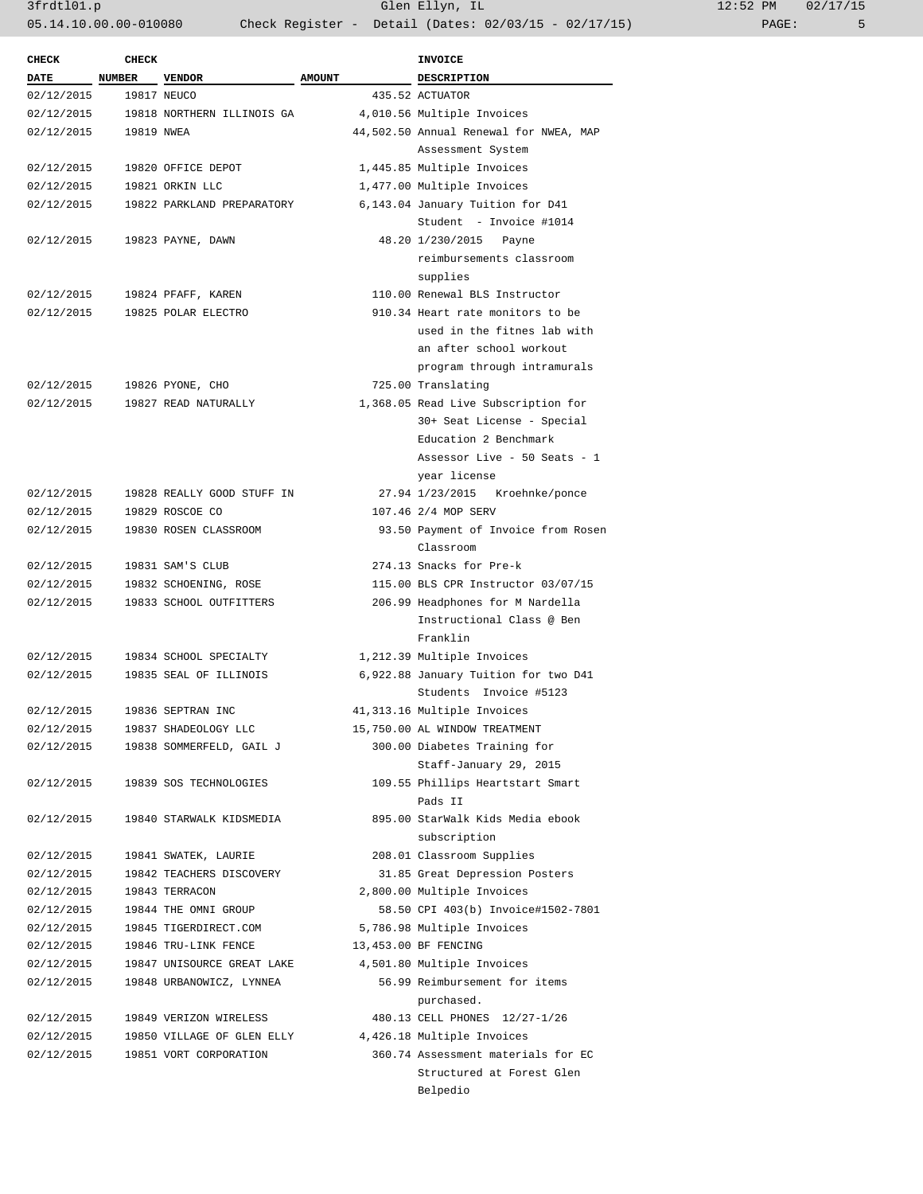| CHECK DATE | CHECK NUMBER | VENDOR | AMOUNT | INVOICE DESCRIPTION |
|---|---|---|---|---|
| 02/12/2015 | 19817 | NEUCO | 435.52 | ACTUATOR |
| 02/12/2015 | 19818 | NORTHERN ILLINOIS GA | 4,010.56 | Multiple Invoices |
| 02/12/2015 | 19819 | NWEA | 44,502.50 | Annual Renewal for NWEA, MAP Assessment System |
| 02/12/2015 | 19820 | OFFICE DEPOT | 1,445.85 | Multiple Invoices |
| 02/12/2015 | 19821 | ORKIN LLC | 1,477.00 | Multiple Invoices |
| 02/12/2015 | 19822 | PARKLAND PREPARATORY | 6,143.04 | January Tuition for D41 Student - Invoice #1014 |
| 02/12/2015 | 19823 | PAYNE, DAWN | 48.20 | 1/230/2015 Payne reimbursements classroom supplies |
| 02/12/2015 | 19824 | PFAFF, KAREN | 110.00 | Renewal BLS Instructor |
| 02/12/2015 | 19825 | POLAR ELECTRO | 910.34 | Heart rate monitors to be used in the fitnes lab with an after school workout program through intramurals |
| 02/12/2015 | 19826 | PYONE, CHO | 725.00 | Translating |
| 02/12/2015 | 19827 | READ NATURALLY | 1,368.05 | Read Live Subscription for 30+ Seat License - Special Education 2 Benchmark Assessor Live - 50 Seats - 1 year license |
| 02/12/2015 | 19828 | REALLY GOOD STUFF IN | 27.94 | 1/23/2015 Kroehnke/ponce |
| 02/12/2015 | 19829 | ROSCOE CO | 107.46 | 2/4 MOP SERV |
| 02/12/2015 | 19830 | ROSEN CLASSROOM | 93.50 | Payment of Invoice from Rosen Classroom |
| 02/12/2015 | 19831 | SAM'S CLUB | 274.13 | Snacks for Pre-k |
| 02/12/2015 | 19832 | SCHOENING, ROSE | 115.00 | BLS CPR Instructor 03/07/15 |
| 02/12/2015 | 19833 | SCHOOL OUTFITTERS | 206.99 | Headphones for M Nardella Instructional Class @ Ben Franklin |
| 02/12/2015 | 19834 | SCHOOL SPECIALTY | 1,212.39 | Multiple Invoices |
| 02/12/2015 | 19835 | SEAL OF ILLINOIS | 6,922.88 | January Tuition for two D41 Students Invoice #5123 |
| 02/12/2015 | 19836 | SEPTRAN INC | 41,313.16 | Multiple Invoices |
| 02/12/2015 | 19837 | SHADEOLOGY LLC | 15,750.00 | AL WINDOW TREATMENT |
| 02/12/2015 | 19838 | SOMMERFELD, GAIL J | 300.00 | Diabetes Training for Staff-January 29, 2015 |
| 02/12/2015 | 19839 | SOS TECHNOLOGIES | 109.55 | Phillips Heartstart Smart Pads II |
| 02/12/2015 | 19840 | STARWALK KIDSMEDIA | 895.00 | StarWalk Kids Media ebook subscription |
| 02/12/2015 | 19841 | SWATEK, LAURIE | 208.01 | Classroom Supplies |
| 02/12/2015 | 19842 | TEACHERS DISCOVERY | 31.85 | Great Depression Posters |
| 02/12/2015 | 19843 | TERRACON | 2,800.00 | Multiple Invoices |
| 02/12/2015 | 19844 | THE OMNI GROUP | 58.50 | CPI 403(b) Invoice#1502-7801 |
| 02/12/2015 | 19845 | TIGERDIRECT.COM | 5,786.98 | Multiple Invoices |
| 02/12/2015 | 19846 | TRU-LINK FENCE | 13,453.00 | BF FENCING |
| 02/12/2015 | 19847 | UNISOURCE GREAT LAKE | 4,501.80 | Multiple Invoices |
| 02/12/2015 | 19848 | URBANOWICZ, LYNNEA | 56.99 | Reimbursement for items purchased. |
| 02/12/2015 | 19849 | VERIZON WIRELESS | 480.13 | CELL PHONES 12/27-1/26 |
| 02/12/2015 | 19850 | VILLAGE OF GLEN ELLY | 4,426.18 | Multiple Invoices |
| 02/12/2015 | 19851 | VORT CORPORATION | 360.74 | Assessment materials for EC Structured at Forest Glen Belpedio |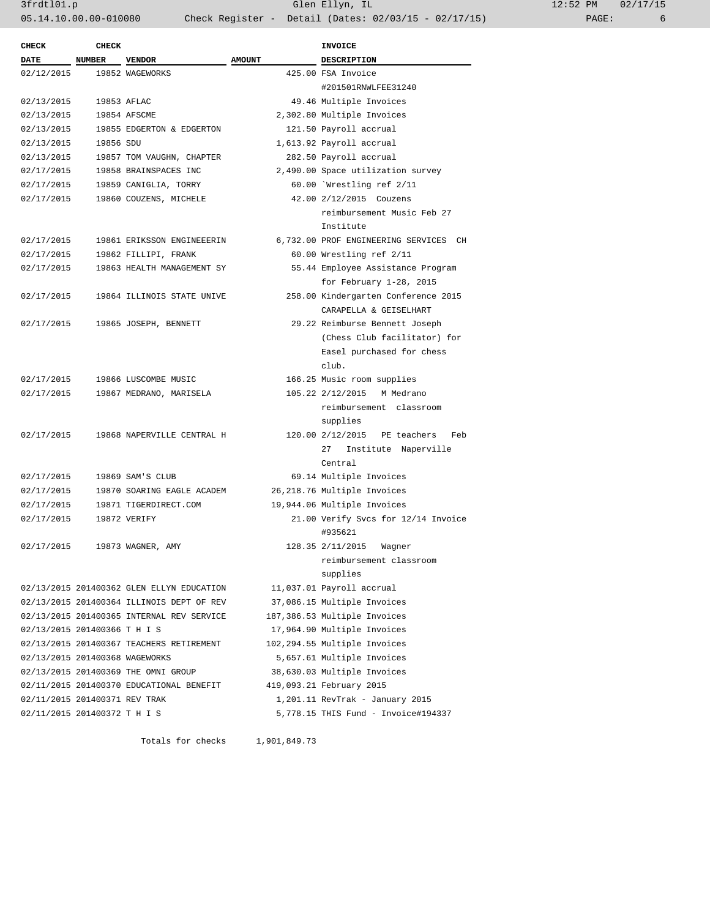| CHECK DATE | CHECK NUMBER | VENDOR | AMOUNT | INVOICE DESCRIPTION |
|---|---|---|---|---|
| 02/12/2015 | 19852 | WAGEWORKS | 425.00 | FSA Invoice #201501RNWLFEE31240 |
| 02/13/2015 | 19853 | AFLAC | 49.46 | Multiple Invoices |
| 02/13/2015 | 19854 | AFSCME | 2,302.80 | Multiple Invoices |
| 02/13/2015 | 19855 | EDGERTON & EDGERTON | 121.50 | Payroll accrual |
| 02/13/2015 | 19856 | SDU | 1,613.92 | Payroll accrual |
| 02/13/2015 | 19857 | TOM VAUGHN, CHAPTER | 282.50 | Payroll accrual |
| 02/17/2015 | 19858 | BRAINSPACES INC | 2,490.00 | Space utilization survey |
| 02/17/2015 | 19859 | CANIGLIA, TORRY | 60.00 | `Wrestling ref 2/11 |
| 02/17/2015 | 19860 | COUZENS, MICHELE | 42.00 | 2/12/2015 Couzens reimbursement Music Feb 27 Institute |
| 02/17/2015 | 19861 | ERIKSSON ENGINEEERIN | 6,732.00 | PROF ENGINEERING SERVICES CH |
| 02/17/2015 | 19862 | FILLIPI, FRANK | 60.00 | Wrestling ref 2/11 |
| 02/17/2015 | 19863 | HEALTH MANAGEMENT SY | 55.44 | Employee Assistance Program for February 1-28, 2015 |
| 02/17/2015 | 19864 | ILLINOIS STATE UNIVE | 258.00 | Kindergarten Conference 2015 CARAPELLA & GEISELHART |
| 02/17/2015 | 19865 | JOSEPH, BENNETT | 29.22 | Reimburse Bennett Joseph (Chess Club facilitator) for Easel purchased for chess club. |
| 02/17/2015 | 19866 | LUSCOMBE MUSIC | 166.25 | Music room supplies |
| 02/17/2015 | 19867 | MEDRANO, MARISELA | 105.22 | 2/12/2015 M Medrano reimbursement classroom supplies |
| 02/17/2015 | 19868 | NAPERVILLE CENTRAL H | 120.00 | 2/12/2015 PE teachers Feb 27 Institute Naperville Central |
| 02/17/2015 | 19869 | SAM'S CLUB | 69.14 | Multiple Invoices |
| 02/17/2015 | 19870 | SOARING EAGLE ACADEM | 26,218.76 | Multiple Invoices |
| 02/17/2015 | 19871 | TIGERDIRECT.COM | 19,944.06 | Multiple Invoices |
| 02/17/2015 | 19872 | VERIFY | 21.00 | Verify Svcs for 12/14 Invoice #935621 |
| 02/17/2015 | 19873 | WAGNER, AMY | 128.35 | 2/11/2015 Wagner reimbursement classroom supplies |
| 02/13/2015 | 201400362 | GLEN ELLYN EDUCATION | 11,037.01 | Payroll accrual |
| 02/13/2015 | 201400364 | ILLINOIS DEPT OF REV | 37,086.15 | Multiple Invoices |
| 02/13/2015 | 201400365 | INTERNAL REV SERVICE | 187,386.53 | Multiple Invoices |
| 02/13/2015 | 201400366 | T H I S | 17,964.90 | Multiple Invoices |
| 02/13/2015 | 201400367 | TEACHERS RETIREMENT | 102,294.55 | Multiple Invoices |
| 02/13/2015 | 201400368 | WAGEWORKS | 5,657.61 | Multiple Invoices |
| 02/13/2015 | 201400369 | THE OMNI GROUP | 38,630.03 | Multiple Invoices |
| 02/11/2015 | 201400370 | EDUCATIONAL BENEFIT | 419,093.21 | February 2015 |
| 02/11/2015 | 201400371 | REV TRAK | 1,201.11 | RevTrak - January 2015 |
| 02/11/2015 | 201400372 | T H I S | 5,778.15 | THIS Fund - Invoice#194337 |
| | | Totals for checks | 1,901,849.73 | |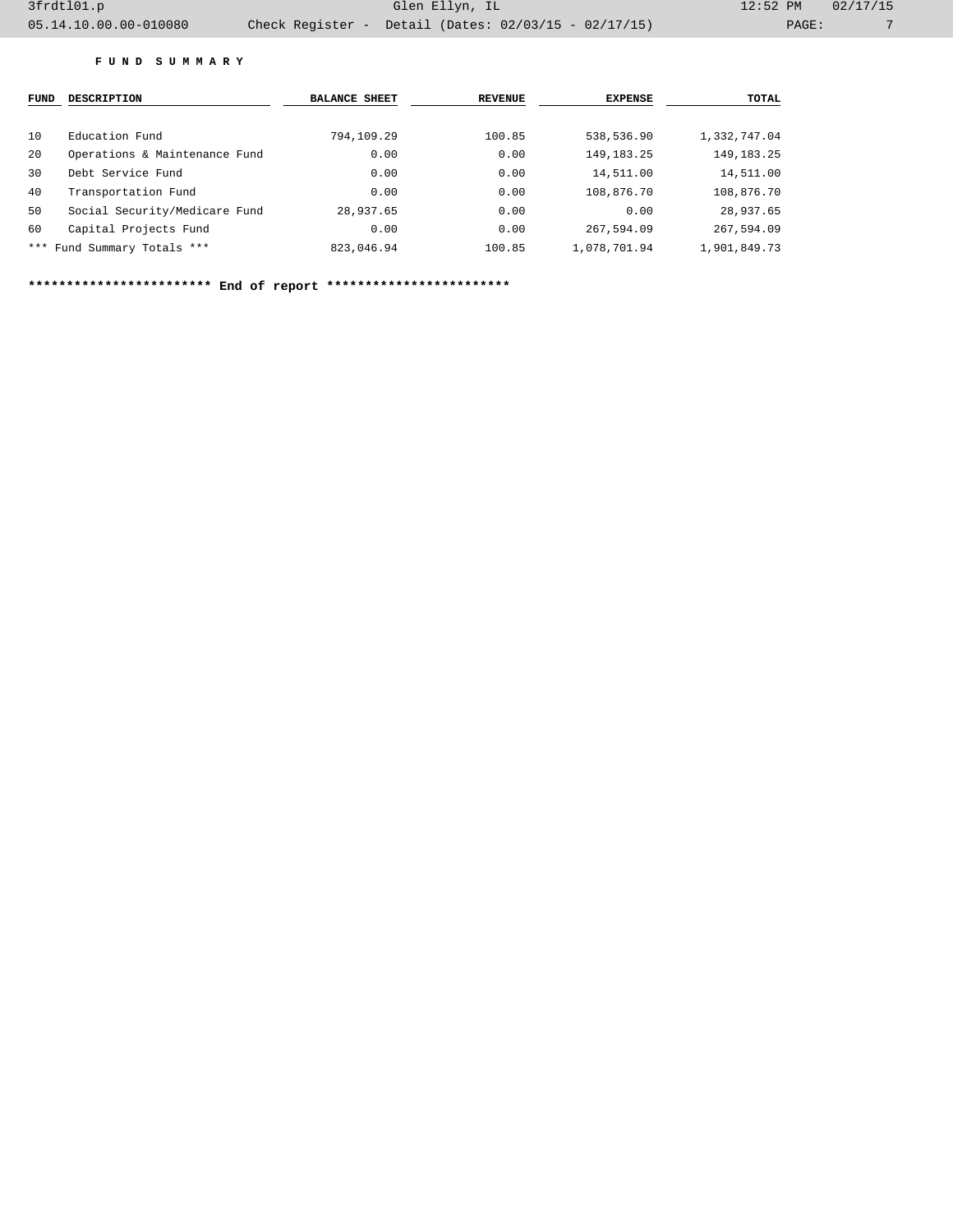**F U N D   S U M M A R Y**

| FUND | DESCRIPTION | BALANCE SHEET | REVENUE | EXPENSE | TOTAL |
|---|---|---|---|---|---|
| 10 | Education Fund | 794,109.29 | 100.85 | 538,536.90 | 1,332,747.04 |
| 20 | Operations & Maintenance Fund | 0.00 | 0.00 | 149,183.25 | 149,183.25 |
| 30 | Debt Service Fund | 0.00 | 0.00 | 14,511.00 | 14,511.00 |
| 40 | Transportation Fund | 0.00 | 0.00 | 108,876.70 | 108,876.70 |
| 50 | Social Security/Medicare Fund | 28,937.65 | 0.00 | 0.00 | 28,937.65 |
| 60 | Capital Projects Fund | 0.00 | 0.00 | 267,594.09 | 267,594.09 |
| *** Fund Summary Totals *** | | 823,046.94 | 100.85 | 1,078,701.94 | 1,901,849.73 |

**************************** End of report ****************************